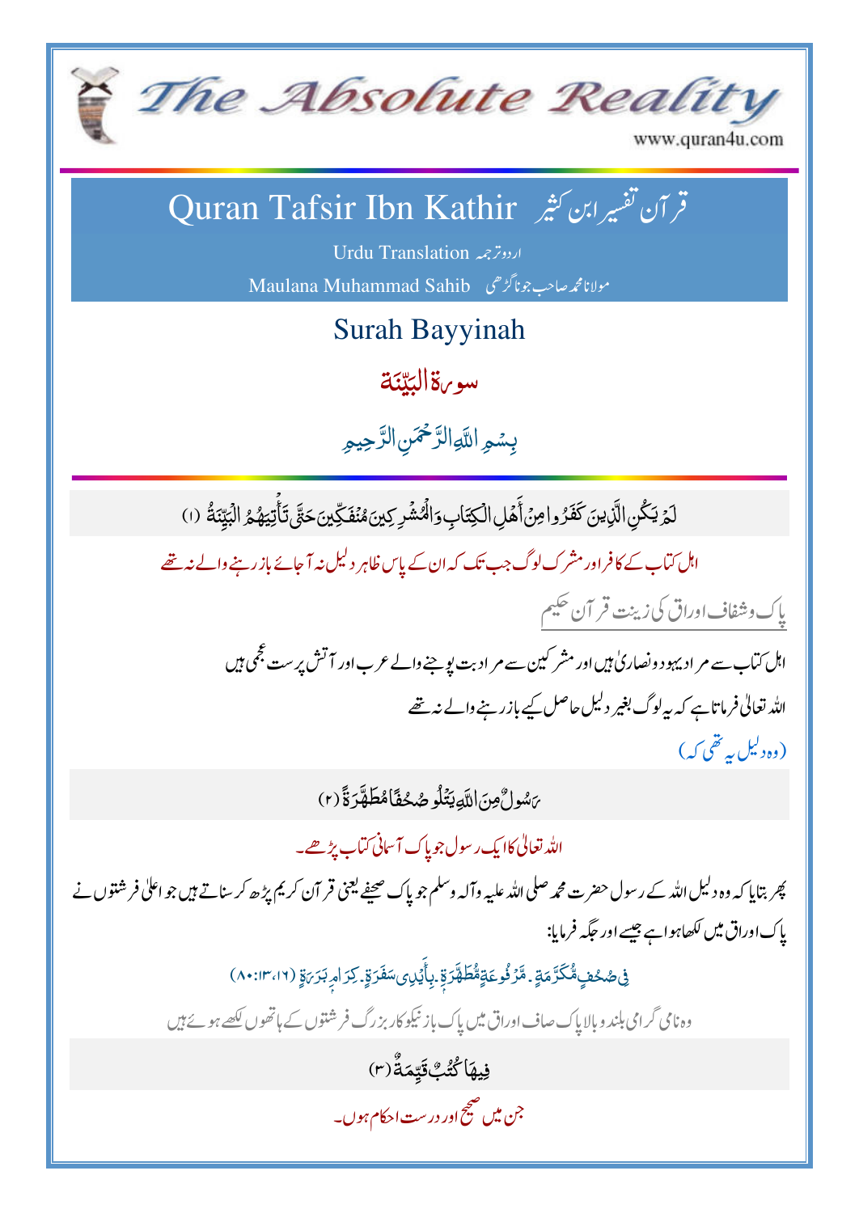# The Absolute Reality

www.quran4u.com

## Quran Tafsir Ibn Kathir قرآن تفسیر ابن کثیر

Urdu Translation اردو ترجمہ

Maulana Muhammad Sahib مولانا محمد صاحب جوناگڑھی

## Surah Bayyinah

## سورة البيّنة

بِسۡمِ اللّٰهِ الرَّحۡمٰنِ الرَّحِيۡمِ

لَمْ يَكُنِ الَّذِينَ كَفَرُوا مِنْ أَهْلِ الْكِتَابِ وَالْمُشْرِكِينَ مُنفَكِّينَ حَتَّىٰ تَأْتِيَهُمُ الْبَيِّنَةُ (۱)

اہل کتاب کے کافر اور مشرک لوگ جب تک کہ ان کے پاس ظاہر دلیل نہ آجائے باز رہنے والے نہ تھے

### پاک وشفاف اوراق کی زینت قرآن حکیم

اہل کتاب سے مراد یہود و نصاریٰ ہیں اور مشرکین سے مراد بت پوجنے والے عرب اور آتش پرست عجمی ہیں

اللہ تعالیٰ فرماتا ہے کہ یہ لوگ بغیر دلیل حاصل کیے باز رہنے والے نہ تھے

(وہ دلیل یہ تھی کہ)

رَسُولٌ مِّنَ اللَّهِ يَتْلُو صُحُفًا مُّطَهَّرَةً (۲)

اللہ تعالیٰ کا ایک رسول جو پاک آسمانی کتاب پڑھے۔

پھر بتایا کہ وہ دلیل اللہ کے رسول حضرت محمد صلی اللہ علیہ وآلہ وسلم جو پاک صحیفے یعنی قرآن کریم پڑھ کر سناتے ہیں جو اعلیٰ فرشتوں نے پاک اوراق میں لکھا ہوا ہے جیسے اور جگہ فرمایا:

فِي صُحُفٍ مُّكَرَّمَةٍ ۔ مَّرْفُوعَةٍ مُّطَهَّرَةٍ ۔ بِأَيْدِي سَفَرَةٍ ۔ كِرَامٍ بَرَرَةٍ (۸۰:۱۳،۱۶)

وہ نامی گرامی بلند و بالا پاک صاف اوراق میں پاک باز نیکو کار بزرگ فرشتوں کے ہاتھوں لکھے ہوئے ہیں

فِيهَا كُتُبٌ قَيِّمَةٌ (۳)

جن میں صحیح اور درست احکام ہوں۔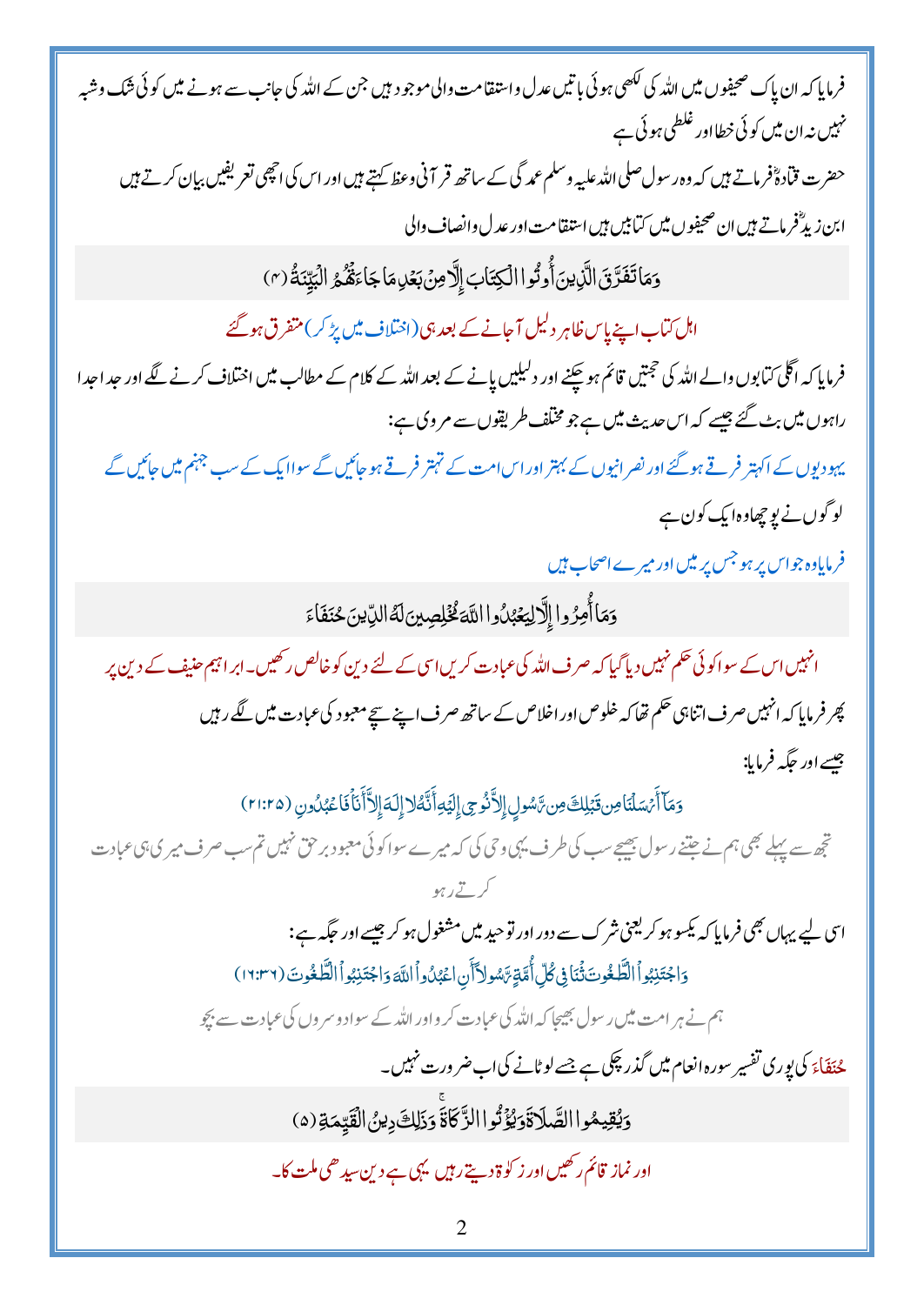فرمایا کہ ان پاک صحیفوں میں اللہ کی لکھی ہوئی باتیں عدل واستقامت والی موجود ہیں جن کے اللہ کی جانب سے ہونے میں کوئی شک وشبہ نہیں نہ ان میں کوئی خطا اور غلطی ہوئی ہے

حضرت قتادہؒ فرماتے ہیں کہ وہ رسول صلی اللہ علیہ وسلم عمدگی کے ساتھ قرآنی وعظ کہتے ہیں اور اس کی اچھی تعریفیں بیان کرتے ہیں

ابن زیدؒ فرماتے ہیں ان صحیفوں میں کتابیں ہیں استقامت اور عدل وانصاف والی

وَمَا تَفَرَّقَ الَّذِينَ أُوتُوا الْكِتَابَ إِلَّا مِن بَعْدِ مَا جَاءَتْهُمُ الْبَيِّنَةُ (۴)

اہل کتاب اپنے پاس ظاہر دلیل آجانے کے بعد ہی (اختلاف میں پڑ کر) متفرق ہو گئے

فرمایا کہ اگلی کتابوں والے اللہ کی حجتیں قائم ہو چکنے اور دلیلیں پانے کے بعد اللہ کے کلام کے مطالب میں اختلاف کرنے لگے اور جدا جدا راہوں میں بٹ گئے جیسے کہ اس حدیث میں ہے جو مختلف طریقوں سے مروی ہے:

یہودیوں کے اکہتر فرقے ہو گئے اور نصرانیوں کے بہتر اور اس امت کے تہتر فرقے ہو جائیں گے سوا ایک کے سب جہنم میں جائیں گے

لوگوں نے پوچھا وہ ایک کون ہے

فرمایا وہ جو اس پر ہو جس پر میں اور میرے اصحاب ہیں

وَمَا أُمِرُوا إِلَّا لِيَعْبُدُوا اللَّهَ مُخْلِصِينَ لَهُ الدِّينَ حُنَفَاءَ

انہیں اس کے سوا کوئی حکم نہیں دیا گیا کہ صرف اللہ کی عبادت کریں اسی کے لئے دین کو خالص رکھیں۔ ابراہیم حنیف کے دین پر

پھر فرمایا کہ انہیں صرف اتنا ہی حکم تھا کہ خلوص اور اخلاص کے ساتھ صرف اپنے سچے معبود کی عبادت میں لگے رہیں

جیسے اور جگہ فرمایا:

وَمَآ أَرْسَلْنَا مِن قَبْلِكَ مِن رَّسُولٍ إِلَّا نُوحِيٓ إِلَيْهِ أَنَّهُ لَآ إِلَـٰهَ إِلَّآ أَنَا۠ فَاعْبُدُونِ (۲۱:۲۵)

تجھ سے پہلے بھی ہم نے جتنے رسول بھیجے سب کی طرف یہی وحی کی کہ میرے سوا کوئی معبود برحق نہیں تم سب صرف میری ہی عبادت کرتے رہو

اسی لیے یہاں بھی فرمایا کہ یکسو ہو کر یعنی شرک سے دور اور توحید میں مشغول ہو کر جیسے اور جگہ ہے:

وَاجْتَنِبُوا الطَّـٰغُوتَ وَلَقَدْ بَعَثْنَا فِي كُلِّ أُمَّةٍ رَّسُولًا أَنِ اعْبُدُوا اللَّهَ وَاجْتَنِبُوا الطَّـٰغُوتَ (۱۶:۳۶)

ہم نے ہر امت میں رسول بھیجا کہ اللہ کی عبادت کرو اور اللہ کے سوا دوسروں کی عبادت سے بچو

حُنَفَاءَ کی پوری تفسیر سورہ انعام میں گذر چکی ہے جسے لوٹانے کی اب ضرورت نہیں۔

وَيُقِيمُوا الصَّلَاةَ وَيُؤْتُوا الزَّكَاةَ ۚ وَذَٰلِكَ دِينُ الْقَيِّمَةِ (۵)

اور نماز قائم رکھیں اور زکوٰۃ دیتے رہیں یہی ہے دین سیدھی ملت کا۔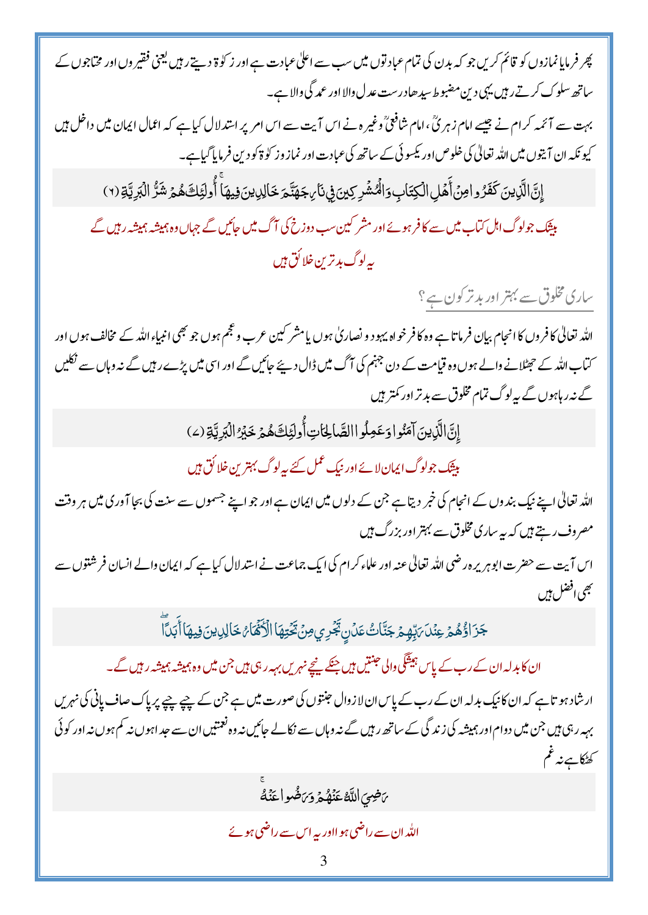پھر فرمایا نمازوں کو قائم کریں جو کہ بدن کی تمام عبادتوں میں سب سے اعلیٰ عبادت ہے اور زکوۃ دیتے رہیں یعنی فقیروں اور محتاجوں کے ساتھ سلوک کرتے رہیں یہی دین مضبوط سیدھا درست عدل والا اور عمدگی والا ہے۔

بہت سے آئمہ کرام نے جیسے امام زہریؒ، امام شافعیؒ وغیرہ نے اس آیت سے اس امر پر استدلال کیا ہے کہ اعمال ایمان میں داخل ہیں کیونکہ ان آیتوں میں اللہ تعالیٰ کی خلوص اور یکسوئی کے ساتھ کی عبادت اور نماز و زکوۃ کو دین فرمایا گیا ہے۔

إِنَّ الَّذِينَ كَفَرُوا مِنْ أَهْلِ الْكِتَابِ وَالْمُشْرِكِينَ فِي نَارِ جَهَنَّمَ خَالِدِينَ فِيهَا ۚ أُولَٰئِكَ هُمْ شَرُّ الْبَرِيَّةِ (٦)

بیشک جو لوگ اہل کتاب میں سے کافر ہوئے اور مشرکین سب دوزخ کی آگ میں جائیں گے جہاں وہ ہمیشہ ہمیشہ رہیں گے یہ لوگ بدترین خلائق ہیں

## ساری مخلوق سے بہتر اور بدتر کون ہے؟

اللہ تعالیٰ کافروں کا انجام بیان فرماتا ہے وہ کافر خواہ یہود و نصاریٰ ہوں یا مشرکین عرب و عجم ہوں جو بھی انبیاء اللہ کے مخالف ہوں اور کتاب اللہ کے جھٹلانے والے ہوں وہ قیامت کے دن جہنم کی آگ میں ڈال دیئے جائیں گے اور اسی میں پڑے رہیں گے نہ وہاں سے نکلیں گے نہ رہا ہوں گے یہ لوگ تمام مخلوق سے بدتر اور کمتر ہیں

إِنَّ الَّذِينَ آمَنُوا وَعَمِلُوا الصَّالِحَاتِ أُولَٰئِكَ هُمْ خَيْرُ الْبَرِيَّةِ (٧)

بیشک جو لوگ ایمان لائے اور نیک عمل کئے یہ لوگ بہترین خلائق ہیں

اللہ تعالیٰ اپنے نیک بندوں کے انجام کی خبر دیتا ہے جن کے دلوں میں ایمان ہے اور جو اپنے جسموں سے سنت کی بجا آوری میں ہر وقت مصروف رہتے ہیں کہ یہ ساری مخلوق سے بہتر اور بزرگ ہیں

اس آیت سے حضرت ابوہریرہ رضی اللہ تعالیٰ عنہ اور علماء کرام کی ایک جماعت نے استدلال کیا ہے کہ ایمان والے انسان فرشتوں سے بھی افضل ہیں

جَزَاؤُهُمْ عِنْدَ رَبِّهِمْ جَنَّاتُ عَدْنٍ تَجْرِي مِنْ تَحْتِهَا الْأَنْهَارُ خَالِدِينَ فِيهَا أَبَدًا ۖ

ان کا بدلہ ان کے رب کے پاس ہیشگی والی جنتیں ہیں جنکے نیچے نہریں بہہ رہی ہیں جن میں وہ ہمیشہ ہمیشہ رہیں گے۔

ارشاد ہوتا ہے کہ ان کا نیک بدلہ ان کے رب کے پاس ان لازوال جنتوں کی صورت میں ہے جن کے چپے چپے پر پاک صاف پانی کی نہریں بہہ رہی ہیں جن میں دوام اور ہمیشہ کی زندگی کے ساتھ رہیں گے نہ وہاں سے نکالے جائیں نہ وہ نعمتیں ان سے جدا ہوں نہ کم ہوں نہ اور کوئی کھٹکا ہے نہ غم

رَضِيَ اللَّهُ عَنْهُمْ وَرَضُوا عَنْهُ ۚ

اللہ ان سے راضی ہوا اور یہ اس سے راضی ہوئے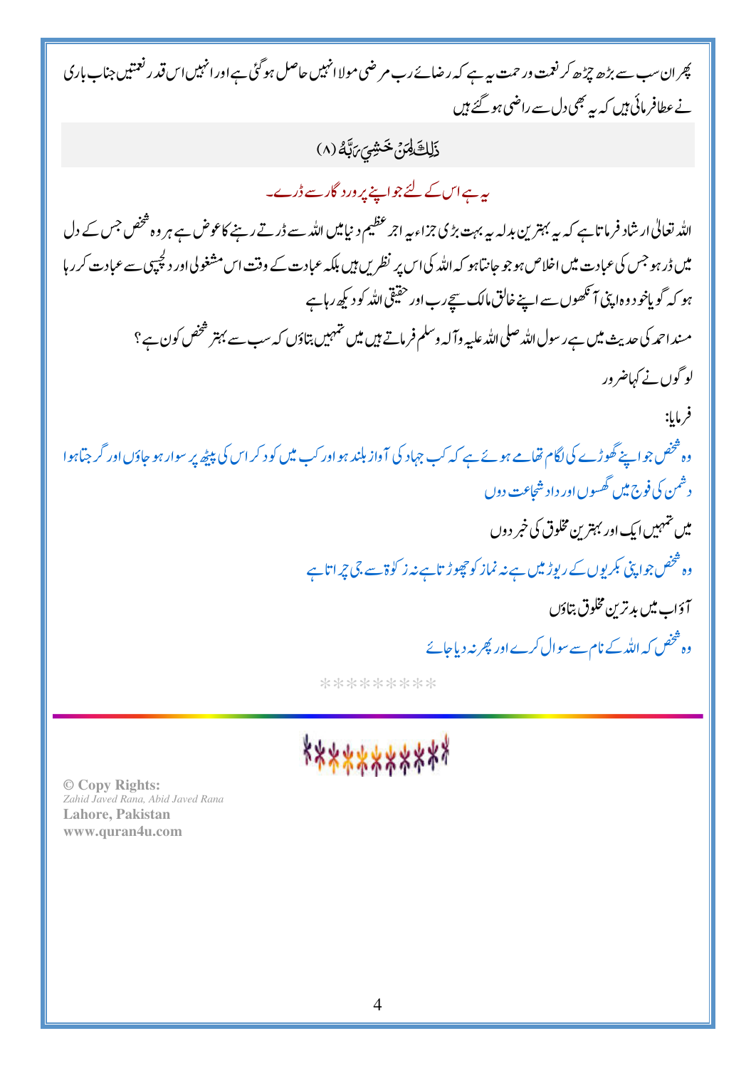پھر ان سب سے بڑھ چڑھ کر نعمت ورحمت یہ ہے کہ رضائے رب مرضی مولا انہیں حاصل ہوگئی ہے اور انہیں اس قدر نعمتیں جناب باری نے عطا فرمائی ہیں کہ یہ بھی دل سے راضی ہوگئے ہیں

ذَٰلِكَ لِمَنْ خَشِيَ رَبَّهُ (٨)

یہ ہے اس کے لئے جو اپنے پروردگار سے ڈرے۔

اللہ تعالیٰ ارشاد فرماتا ہے کہ یہ بہترین بدلہ یہ بہت بڑی جزاء یہ اجر عظیم دنیا میں اللہ سے ڈرتے رہنے کا عوض ہے ہر وہ شخص جس کے دل میں ڈر ہو جس کی عبادت میں اخلاص ہو جو جانتا ہو کہ اللہ کی اس پر نظریں ہیں بلکہ عبادت کے وقت اس مشغولی اور دلچسپی سے عبادت کر رہا ہو کہ گویا خود وہ اپنی آنکھوں سے اپنے خالق مالک سچے رب اور حقیقی اللہ کو دیکھ رہا ہے

مسند احمد کی حدیث میں ہے رسول اللہ صلی اللہ علیہ وآلہ وسلم فرماتے ہیں میں تمہیں بتاؤں کہ سب سے بہتر شخص کون ہے؟

لوگوں نے کہا ضرور

فرمایا:

وہ شخص جو اپنے گھوڑے کی لگام تھامے ہوئے ہے کہ کب جہاد کی آواز بلند ہو اور کب میں کود کر اس کی پیٹھ پر سوار ہو جاؤں اور گرجتا ہوا دشمن کی فوج میں گھسوں اور داد شجاعت دوں

میں تمہیں ایک اور بہترین مخلوق کی خبر دوں

وہ شخص جو اپنی بکریوں کے ریوڑ میں ہے نہ نماز کو چھوڑتا ہے نہ زکوٰۃ سے جی چراتا ہے

آؤ اب میں بدترین مخلوق بتاؤں

وہ شخص کہ اللہ کے نام سے سوال کرے اور پھر نہ دیا جائے

*********

© Copy Rights:
*Zahid Javed Rana, Abid Javed Rana*
**Lahore, Pakistan**
**www.quran4u.com**